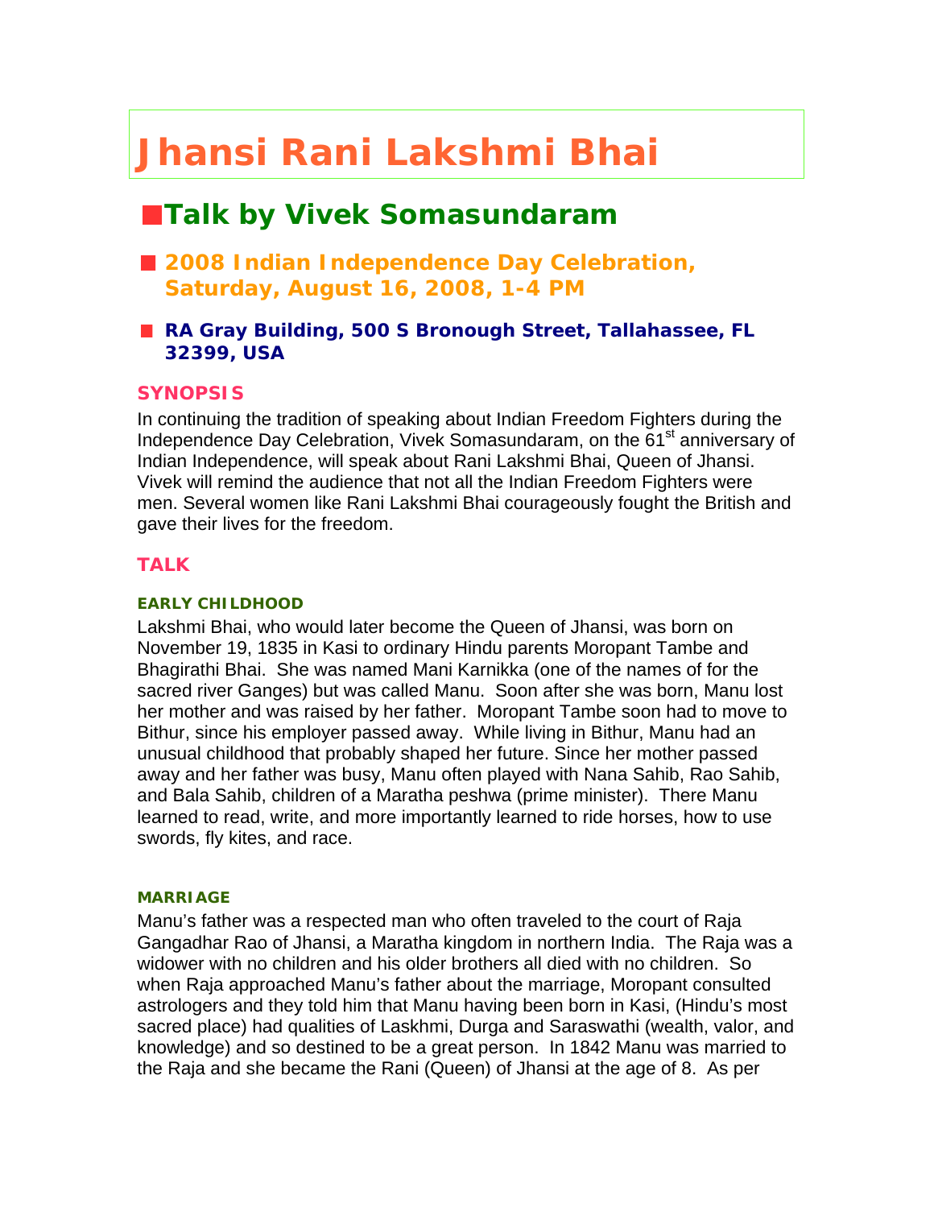# Jhansi Rani Lakshmi Bhai

## Talk by Vivek Somasundaram

- **2008 Indian Independence Day Celebration, Saturday, August 16, 2008, 1-4 PM**

- **RA Gray Building, 500 S Bronough Street, Tallahassee, FL 32399, USA**

### SYNOPSIS

In continuing the tradition of speaking about Indian Freedom Fighters during the Independence Day Celebration, Vivek Somasundaram, on the 61st anniversary of Indian Independence, will speak about Rani Lakshmi Bhai, Queen of Jhansi. Vivek will remind the audience that not all the Indian Freedom Fighters were men. Several women like Rani Lakshmi Bhai courageously fought the British and gave their lives for the freedom.

### TALK

#### EARLY CHILDHOOD

Lakshmi Bhai, who would later become the Queen of Jhansi, was born on November 19, 1835 in Kasi to ordinary Hindu parents Moropant Tambe and Bhagirathi Bhai. She was named Mani Karnikka (one of the names of for the sacred river Ganges) but was called Manu. Soon after she was born, Manu lost her mother and was raised by her father. Moropant Tambe soon had to move to Bithur, since his employer passed away. While living in Bithur, Manu had an unusual childhood that probably shaped her future. Since her mother passed away and her father was busy, Manu often played with Nana Sahib, Rao Sahib, and Bala Sahib, children of a Maratha peshwa (prime minister). There Manu learned to read, write, and more importantly learned to ride horses, how to use swords, fly kites, and race.

#### MARRIAGE

Manu's father was a respected man who often traveled to the court of Raja Gangadhar Rao of Jhansi, a Maratha kingdom in northern India. The Raja was a widower with no children and his older brothers all died with no children. So when Raja approached Manu's father about the marriage, Moropant consulted astrologers and they told him that Manu having been born in Kasi, (Hindu's most sacred place) had qualities of Laskhmi, Durga and Saraswathi (wealth, valor, and knowledge) and so destined to be a great person. In 1842 Manu was married to the Raja and she became the Rani (Queen) of Jhansi at the age of 8. As per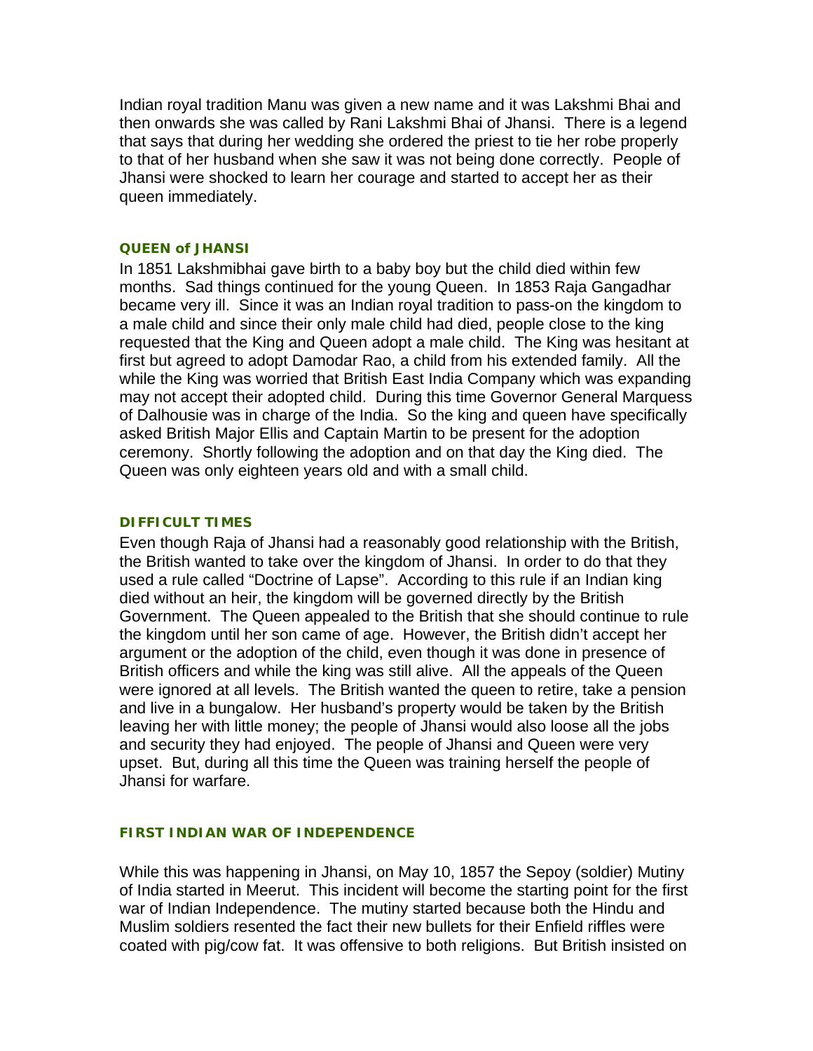Indian royal tradition Manu was given a new name and it was Lakshmi Bhai and then onwards she was called by Rani Lakshmi Bhai of Jhansi. There is a legend that says that during her wedding she ordered the priest to tie her robe properly to that of her husband when she saw it was not being done correctly. People of Jhansi were shocked to learn her courage and started to accept her as their queen immediately.

### QUEEN of JHANSI

In 1851 Lakshmibhai gave birth to a baby boy but the child died within few months. Sad things continued for the young Queen. In 1853 Raja Gangadhar became very ill. Since it was an Indian royal tradition to pass-on the kingdom to a male child and since their only male child had died, people close to the king requested that the King and Queen adopt a male child. The King was hesitant at first but agreed to adopt Damodar Rao, a child from his extended family. All the while the King was worried that British East India Company which was expanding may not accept their adopted child. During this time Governor General Marquess of Dalhousie was in charge of the India. So the king and queen have specifically asked British Major Ellis and Captain Martin to be present for the adoption ceremony. Shortly following the adoption and on that day the King died. The Queen was only eighteen years old and with a small child.

### DIFFICULT TIMES

Even though Raja of Jhansi had a reasonably good relationship with the British, the British wanted to take over the kingdom of Jhansi. In order to do that they used a rule called "Doctrine of Lapse". According to this rule if an Indian king died without an heir, the kingdom will be governed directly by the British Government. The Queen appealed to the British that she should continue to rule the kingdom until her son came of age. However, the British didn't accept her argument or the adoption of the child, even though it was done in presence of British officers and while the king was still alive. All the appeals of the Queen were ignored at all levels. The British wanted the queen to retire, take a pension and live in a bungalow. Her husband's property would be taken by the British leaving her with little money; the people of Jhansi would also loose all the jobs and security they had enjoyed. The people of Jhansi and Queen were very upset. But, during all this time the Queen was training herself the people of Jhansi for warfare.

### FIRST INDIAN WAR OF INDEPENDENCE

While this was happening in Jhansi, on May 10, 1857 the Sepoy (soldier) Mutiny of India started in Meerut. This incident will become the starting point for the first war of Indian Independence. The mutiny started because both the Hindu and Muslim soldiers resented the fact their new bullets for their Enfield riffles were coated with pig/cow fat. It was offensive to both religions. But British insisted on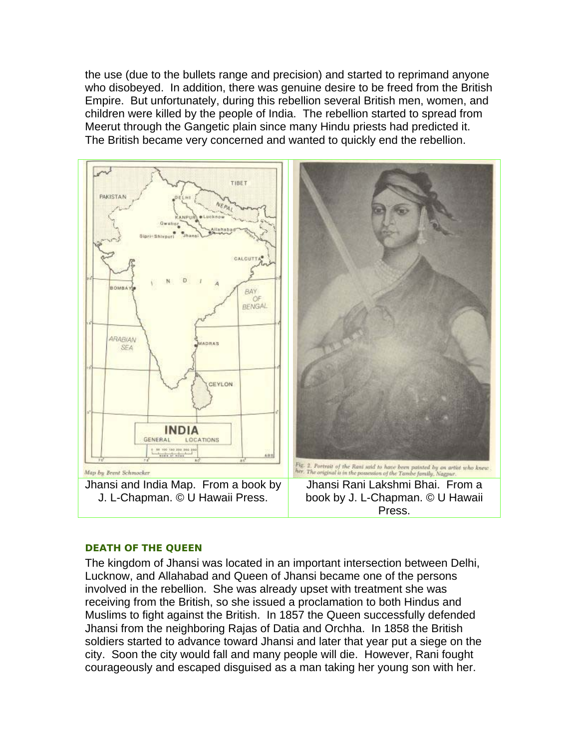the use (due to the bullets range and precision) and started to reprimand anyone who disobeyed. In addition, there was genuine desire to be freed from the British Empire. But unfortunately, during this rebellion several British men, women, and children were killed by the people of India. The rebellion started to spread from Meerut through the Gangetic plain since many Hindu priests had predicted it. The British became very concerned and wanted to quickly end the rebellion.

| Jhansi and India Map. From a book by J. L-Chapman. © U Hawaii Press. | Jhansi Rani Lakshmi Bhai. From a book by J. L-Chapman. © U Hawaii Press. |
| --- | --- |

### DEATH OF THE QUEEN

The kingdom of Jhansi was located in an important intersection between Delhi, Lucknow, and Allahabad and Queen of Jhansi became one of the persons involved in the rebellion. She was already upset with treatment she was receiving from the British, so she issued a proclamation to both Hindus and Muslims to fight against the British. In 1857 the Queen successfully defended Jhansi from the neighboring Rajas of Datia and Orchha. In 1858 the British soldiers started to advance toward Jhansi and later that year put a siege on the city. Soon the city would fall and many people will die. However, Rani fought courageously and escaped disguised as a man taking her young son with her.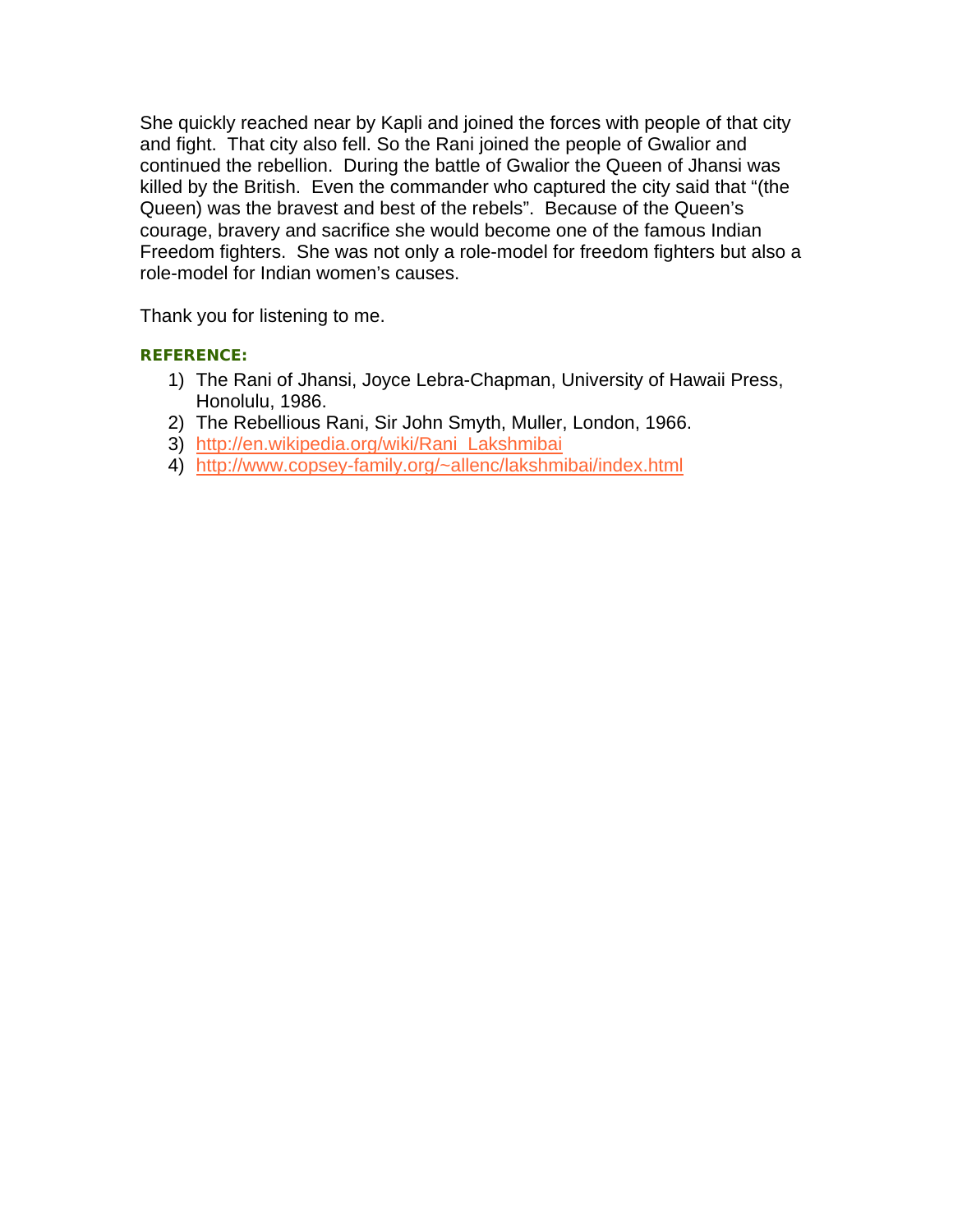She quickly reached near by Kapli and joined the forces with people of that city and fight. That city also fell. So the Rani joined the people of Gwalior and continued the rebellion. During the battle of Gwalior the Queen of Jhansi was killed by the British. Even the commander who captured the city said that "(the Queen) was the bravest and best of the rebels". Because of the Queen's courage, bravery and sacrifice she would become one of the famous Indian Freedom fighters. She was not only a role-model for freedom fighters but also a role-model for Indian women's causes.

Thank you for listening to me.

**REFERENCE:**

1) The Rani of Jhansi, Joyce Lebra-Chapman, University of Hawaii Press, Honolulu, 1986.
2) The Rebellious Rani, Sir John Smyth, Muller, London, 1966.
3) http://en.wikipedia.org/wiki/Rani_Lakshmibai
4) http://www.copsey-family.org/~allenc/lakshmibai/index.html